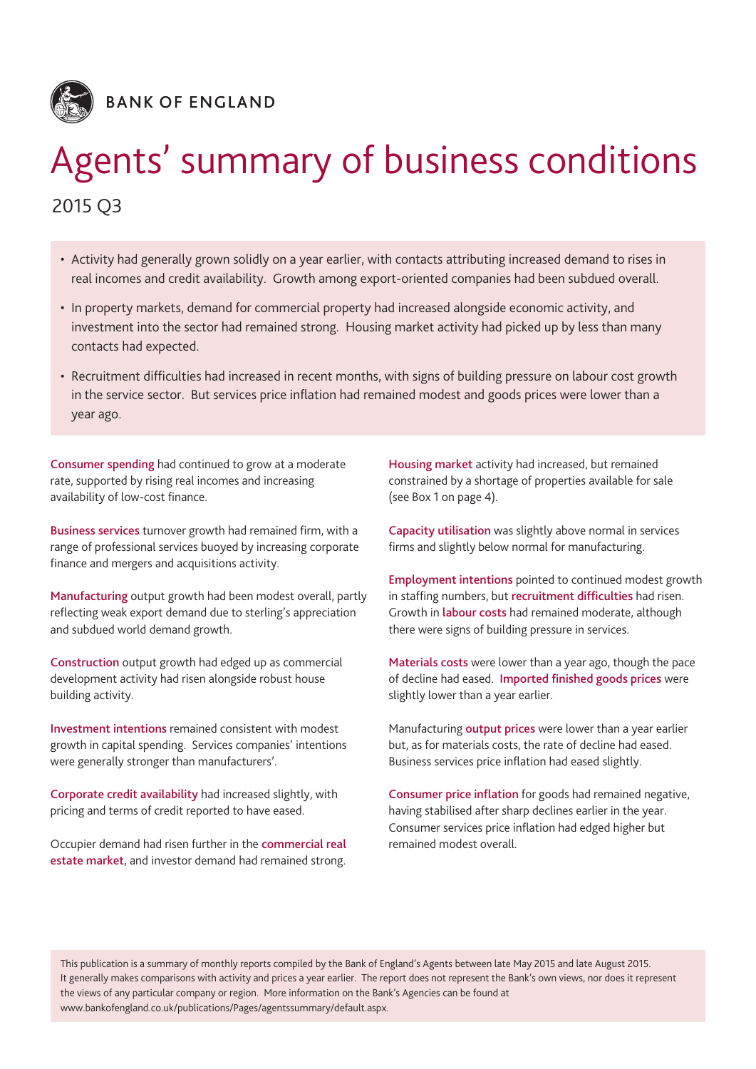BANK OF ENGLAND

# Agents' summary of business conditions

2015 Q3

- Activity had generally grown solidly on a year earlier, with contacts attributing increased demand to rises in real incomes and credit availability. Growth among export-oriented companies had been subdued overall.
- In property markets, demand for commercial property had increased alongside economic activity, and investment into the sector had remained strong. Housing market activity had picked up by less than many contacts had expected.
- Recruitment difficulties had increased in recent months, with signs of building pressure on labour cost growth in the service sector. But services price inflation had remained modest and goods prices were lower than a year ago.

**Consumer spending** had continued to grow at a moderate rate, supported by rising real incomes and increasing availability of low-cost finance.

**Business services** turnover growth had remained firm, with a range of professional services buoyed by increasing corporate finance and mergers and acquisitions activity.

**Manufacturing** output growth had been modest overall, partly reflecting weak export demand due to sterling's appreciation and subdued world demand growth.

**Construction** output growth had edged up as commercial development activity had risen alongside robust house building activity.

**Investment intentions** remained consistent with modest growth in capital spending. Services companies' intentions were generally stronger than manufacturers'.

**Corporate credit availability** had increased slightly, with pricing and terms of credit reported to have eased.

Occupier demand had risen further in the **commercial real estate market**, and investor demand had remained strong.

**Housing market** activity had increased, but remained constrained by a shortage of properties available for sale (see Box 1 on page 4).

**Capacity utilisation** was slightly above normal in services firms and slightly below normal for manufacturing.

**Employment intentions** pointed to continued modest growth in staffing numbers, but **recruitment difficulties** had risen. Growth in **labour costs** had remained moderate, although there were signs of building pressure in services.

**Materials costs** were lower than a year ago, though the pace of decline had eased. **Imported finished goods prices** were slightly lower than a year earlier.

Manufacturing **output prices** were lower than a year earlier but, as for materials costs, the rate of decline had eased. Business services price inflation had eased slightly.

**Consumer price inflation** for goods had remained negative, having stabilised after sharp declines earlier in the year. Consumer services price inflation had edged higher but remained modest overall.

This publication is a summary of monthly reports compiled by the Bank of England's Agents between late May 2015 and late August 2015. It generally makes comparisons with activity and prices a year earlier. The report does not represent the Bank's own views, nor does it represent the views of any particular company or region. More information on the Bank's Agencies can be found at www.bankofengland.co.uk/publications/Pages/agentssummary/default.aspx.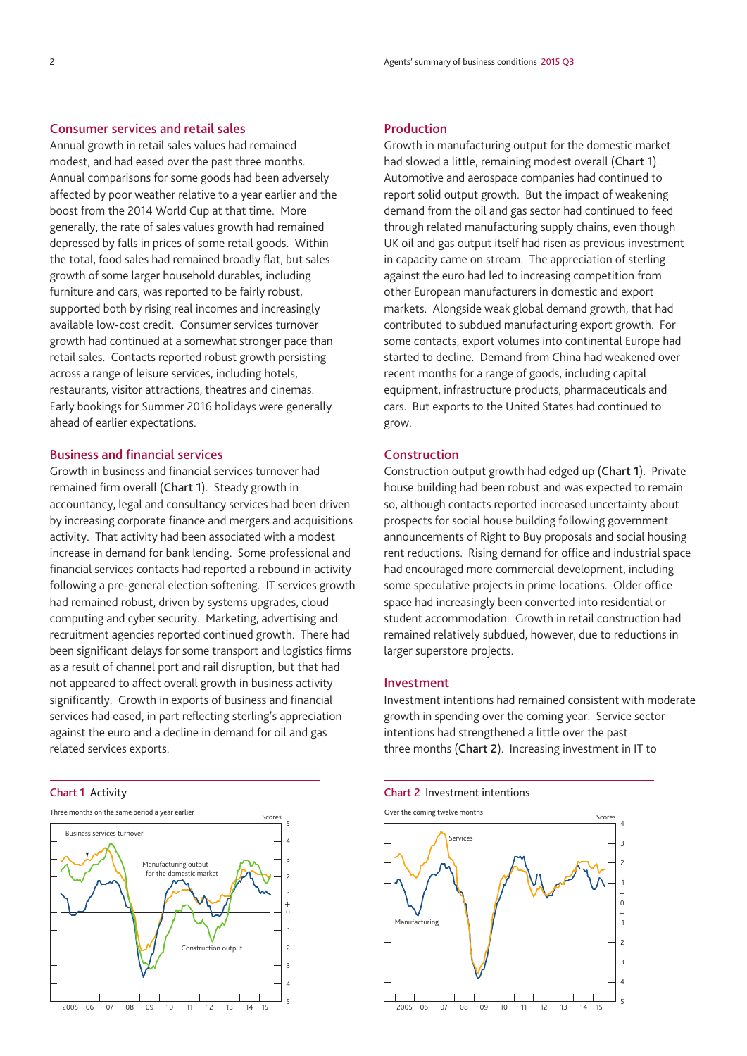## Consumer services and retail sales

Annual growth in retail sales values had remained modest, and had eased over the past three months. Annual comparisons for some goods had been adversely affected by poor weather relative to a year earlier and the boost from the 2014 World Cup at that time. More generally, the rate of sales values growth had remained depressed by falls in prices of some retail goods. Within the total, food sales had remained broadly flat, but sales growth of some larger household durables, including furniture and cars, was reported to be fairly robust, supported both by rising real incomes and increasingly available low-cost credit. Consumer services turnover growth had continued at a somewhat stronger pace than retail sales. Contacts reported robust growth persisting across a range of leisure services, including hotels, restaurants, visitor attractions, theatres and cinemas. Early bookings for Summer 2016 holidays were generally ahead of earlier expectations.

## Business and financial services

Growth in business and financial services turnover had remained firm overall (**Chart 1**). Steady growth in accountancy, legal and consultancy services had been driven by increasing corporate finance and mergers and acquisitions activity. That activity had been associated with a modest increase in demand for bank lending. Some professional and financial services contacts had reported a rebound in activity following a pre-general election softening. IT services growth had remained robust, driven by systems upgrades, cloud computing and cyber security. Marketing, advertising and recruitment agencies reported continued growth. There had been significant delays for some transport and logistics firms as a result of channel port and rail disruption, but that had not appeared to affect overall growth in business activity significantly. Growth in exports of business and financial services had eased, in part reflecting sterling's appreciation against the euro and a decline in demand for oil and gas related services exports.

**Chart 1** Activity

Three months on the same period a year earlier

## Production

Growth in manufacturing output for the domestic market had slowed a little, remaining modest overall (**Chart 1**). Automotive and aerospace companies had continued to report solid output growth. But the impact of weakening demand from the oil and gas sector had continued to feed through related manufacturing supply chains, even though UK oil and gas output itself had risen as previous investment in capacity came on stream. The appreciation of sterling against the euro had led to increasing competition from other European manufacturers in domestic and export markets. Alongside weak global demand growth, that had contributed to subdued manufacturing export growth. For some contacts, export volumes into continental Europe had started to decline. Demand from China had weakened over recent months for a range of goods, including capital equipment, infrastructure products, pharmaceuticals and cars. But exports to the United States had continued to grow.

## Construction

Construction output growth had edged up (**Chart 1**). Private house building had been robust and was expected to remain so, although contacts reported increased uncertainty about prospects for social house building following government announcements of Right to Buy proposals and social housing rent reductions. Rising demand for office and industrial space had encouraged more commercial development, including some speculative projects in prime locations. Older office space had increasingly been converted into residential or student accommodation. Growth in retail construction had remained relatively subdued, however, due to reductions in larger superstore projects.

## Investment

Investment intentions had remained consistent with moderate growth in spending over the coming year. Service sector intentions had strengthened a little over the past three months (**Chart 2**). Increasing investment in IT to

**Chart 2** Investment intentions

Over the coming twelve months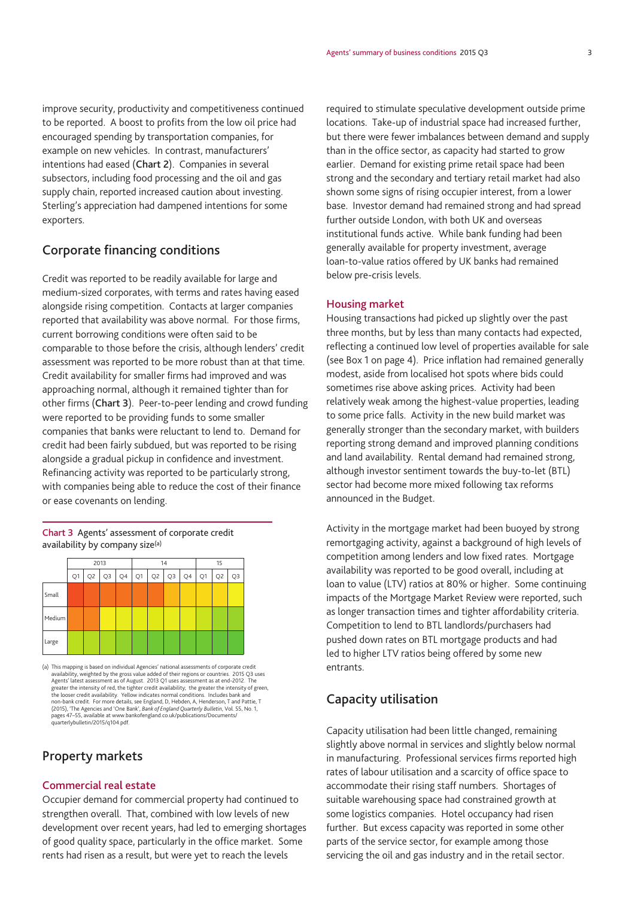improve security, productivity and competitiveness continued to be reported. A boost to profits from the low oil price had encouraged spending by transportation companies, for example on new vehicles. In contrast, manufacturers' intentions had eased (**Chart 2**). Companies in several subsectors, including food processing and the oil and gas supply chain, reported increased caution about investing. Sterling's appreciation had dampened intentions for some exporters.

## Corporate financing conditions

Credit was reported to be readily available for large and medium-sized corporates, with terms and rates having eased alongside rising competition. Contacts at larger companies reported that availability was above normal. For those firms, current borrowing conditions were often said to be comparable to those before the crisis, although lenders' credit assessment was reported to be more robust than at that time. Credit availability for smaller firms had improved and was approaching normal, although it remained tighter than for other firms (**Chart 3**). Peer-to-peer lending and crowd funding were reported to be providing funds to some smaller companies that banks were reluctant to lend to. Demand for credit had been fairly subdued, but was reported to be rising alongside a gradual pickup in confidence and investment. Refinancing activity was reported to be particularly strong, with companies being able to reduce the cost of their finance or ease covenants on lending.

**Chart 3** Agents' assessment of corporate credit availability by company size[(a)]

| | 2013 | | | | 14 | | | | 15 | | |
|---|---|---|---|---|---|---|---|---|---|---|---|
| | Q1 | Q2 | Q3 | Q4 | Q1 | Q2 | Q3 | Q4 | Q1 | Q2 | Q3 |
| Small | | | | | | | | | | | |
| Medium | | | | | | | | | | | |
| Large | | | | | | | | | | | |

(a) This mapping is based on individual Agencies' national assessments of corporate credit availability, weighted by the gross value added of their regions or countries. 2015 Q3 uses Agents' latest assessment as of August. 2013 Q1 uses assessment as at end-2012. The greater the intensity of red, the tighter credit availability; the greater the intensity of green, the looser credit availability. Yellow indicates normal conditions. Includes bank and non-bank credit. For more details, see England, D, Hebden, A, Henderson, T and Pattie, T (2015), 'The Agencies and 'One Bank', *Bank of England Quarterly Bulletin*, Vol. 55, No. 1, pages 47–55, available at www.bankofengland.co.uk/publications/Documents/quarterlybulletin/2015/q104.pdf.

## Property markets

### Commercial real estate

Occupier demand for commercial property had continued to strengthen overall. That, combined with low levels of new development over recent years, had led to emerging shortages of good quality space, particularly in the office market. Some rents had risen as a result, but were yet to reach the levels required to stimulate speculative development outside prime locations. Take-up of industrial space had increased further, but there were fewer imbalances between demand and supply than in the office sector, as capacity had started to grow earlier. Demand for existing prime retail space had been strong and the secondary and tertiary retail market had also shown some signs of rising occupier interest, from a lower base. Investor demand had remained strong and had spread further outside London, with both UK and overseas institutional funds active. While bank funding had been generally available for property investment, average loan-to-value ratios offered by UK banks had remained below pre-crisis levels.

### Housing market

Housing transactions had picked up slightly over the past three months, but by less than many contacts had expected, reflecting a continued low level of properties available for sale (see Box 1 on page 4). Price inflation had remained generally modest, aside from localised hot spots where bids could sometimes rise above asking prices. Activity had been relatively weak among the highest-value properties, leading to some price falls. Activity in the new build market was generally stronger than the secondary market, with builders reporting strong demand and improved planning conditions and land availability. Rental demand had remained strong, although investor sentiment towards the buy-to-let (BTL) sector had become more mixed following tax reforms announced in the Budget.

Activity in the mortgage market had been buoyed by strong remortgaging activity, against a background of high levels of competition among lenders and low fixed rates. Mortgage availability was reported to be good overall, including at loan to value (LTV) ratios at 80% or higher. Some continuing impacts of the Mortgage Market Review were reported, such as longer transaction times and tighter affordability criteria. Competition to lend to BTL landlords/purchasers had pushed down rates on BTL mortgage products and had led to higher LTV ratios being offered by some new entrants.

## Capacity utilisation

Capacity utilisation had been little changed, remaining slightly above normal in services and slightly below normal in manufacturing. Professional services firms reported high rates of labour utilisation and a scarcity of office space to accommodate their rising staff numbers. Shortages of suitable warehousing space had constrained growth at some logistics companies. Hotel occupancy had risen further. But excess capacity was reported in some other parts of the service sector, for example among those servicing the oil and gas industry and in the retail sector.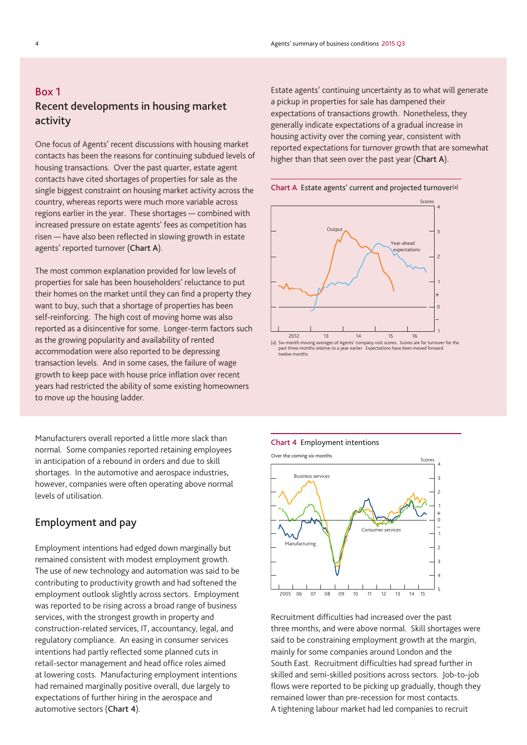## Box 1

### Recent developments in housing market activity

One focus of Agents' recent discussions with housing market contacts has been the reasons for continuing subdued levels of housing transactions. Over the past quarter, estate agent contacts have cited shortages of properties for sale as the single biggest constraint on housing market activity across the country, whereas reports were much more variable across regions earlier in the year. These shortages — combined with increased pressure on estate agents' fees as competition has risen — have also been reflected in slowing growth in estate agents' reported turnover (**Chart A**).

The most common explanation provided for low levels of properties for sale has been householders' reluctance to put their homes on the market until they can find a property they want to buy, such that a shortage of properties has been self-reinforcing. The high cost of moving home was also reported as a disincentive for some. Longer-term factors such as the growing popularity and availability of rented accommodation were also reported to be depressing transaction levels. And in some cases, the failure of wage growth to keep pace with house price inflation over recent years had restricted the ability of some existing homeowners to move up the housing ladder.

Estate agents' continuing uncertainty as to what will generate a pickup in properties for sale has dampened their expectations of transactions growth. Nonetheless, they generally indicate expectations of a gradual increase in housing activity over the coming year, consistent with reported expectations for turnover growth that are somewhat higher than that seen over the past year (**Chart A**).

**Chart A** Estate agents' current and projected turnover[(a)]

(a) Six-month moving averages of Agents' company visit scores. Scores are for turnover for the past three months relative to a year earlier. Expectations have been moved forward twelve months.

Manufacturers overall reported a little more slack than normal. Some companies reported retaining employees in anticipation of a rebound in orders and due to skill shortages. In the automotive and aerospace industries, however, companies were often operating above normal levels of utilisation.

## Employment and pay

Employment intentions had edged down marginally but remained consistent with modest employment growth. The use of new technology and automation was said to be contributing to productivity growth and had softened the employment outlook slightly across sectors. Employment was reported to be rising across a broad range of business services, with the strongest growth in property and construction-related services, IT, accountancy, legal, and regulatory compliance. An easing in consumer services intentions had partly reflected some planned cuts in retail-sector management and head office roles aimed at lowering costs. Manufacturing employment intentions had remained marginally positive overall, due largely to expectations of further hiring in the aerospace and automotive sectors (**Chart 4**).

**Chart 4** Employment intentions

Over the coming six months

Recruitment difficulties had increased over the past three months, and were above normal. Skill shortages were said to be constraining employment growth at the margin, mainly for some companies around London and the South East. Recruitment difficulties had spread further in skilled and semi-skilled positions across sectors. Job-to-job flows were reported to be picking up gradually, though they remained lower than pre-recession for most contacts. A tightening labour market had led companies to recruit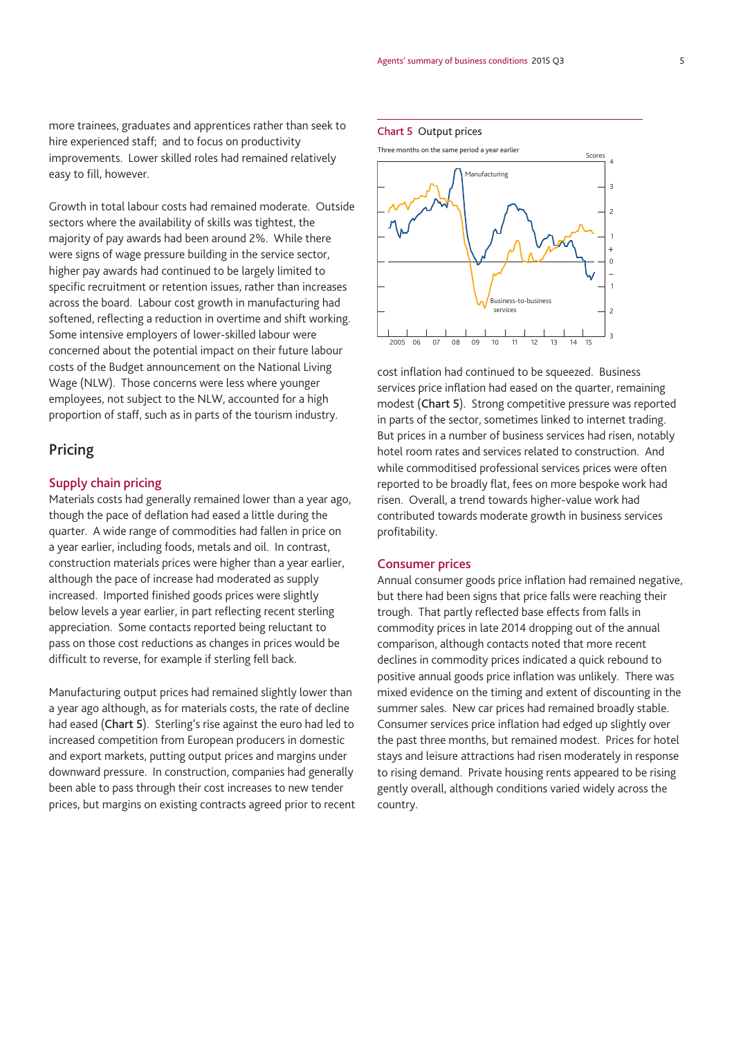more trainees, graduates and apprentices rather than seek to hire experienced staff; and to focus on productivity improvements. Lower skilled roles had remained relatively easy to fill, however.

Growth in total labour costs had remained moderate. Outside sectors where the availability of skills was tightest, the majority of pay awards had been around 2%. While there were signs of wage pressure building in the service sector, higher pay awards had continued to be largely limited to specific recruitment or retention issues, rather than increases across the board. Labour cost growth in manufacturing had softened, reflecting a reduction in overtime and shift working. Some intensive employers of lower-skilled labour were concerned about the potential impact on their future labour costs of the Budget announcement on the National Living Wage (NLW). Those concerns were less where younger employees, not subject to the NLW, accounted for a high proportion of staff, such as in parts of the tourism industry.

## Pricing

### Supply chain pricing

Materials costs had generally remained lower than a year ago, though the pace of deflation had eased a little during the quarter. A wide range of commodities had fallen in price on a year earlier, including foods, metals and oil. In contrast, construction materials prices were higher than a year earlier, although the pace of increase had moderated as supply increased. Imported finished goods prices were slightly below levels a year earlier, in part reflecting recent sterling appreciation. Some contacts reported being reluctant to pass on those cost reductions as changes in prices would be difficult to reverse, for example if sterling fell back.

Manufacturing output prices had remained slightly lower than a year ago although, as for materials costs, the rate of decline had eased (**Chart 5**). Sterling's rise against the euro had led to increased competition from European producers in domestic and export markets, putting output prices and margins under downward pressure. In construction, companies had generally been able to pass through their cost increases to new tender prices, but margins on existing contracts agreed prior to recent

**Chart 5** Output prices

Three months on the same period a year earlier

Scores

Manufacturing

Business-to-business services

4
3
2
1
+
0
–
1
2
3

2005 06 07 08 09 10 11 12 13 14 15

cost inflation had continued to be squeezed. Business services price inflation had eased on the quarter, remaining modest (**Chart 5**). Strong competitive pressure was reported in parts of the sector, sometimes linked to internet trading. But prices in a number of business services had risen, notably hotel room rates and services related to construction. And while commoditised professional services prices were often reported to be broadly flat, fees on more bespoke work had risen. Overall, a trend towards higher-value work had contributed towards moderate growth in business services profitability.

### Consumer prices

Annual consumer goods price inflation had remained negative, but there had been signs that price falls were reaching their trough. That partly reflected base effects from falls in commodity prices in late 2014 dropping out of the annual comparison, although contacts noted that more recent declines in commodity prices indicated a quick rebound to positive annual goods price inflation was unlikely. There was mixed evidence on the timing and extent of discounting in the summer sales. New car prices had remained broadly stable. Consumer services price inflation had edged up slightly over the past three months, but remained modest. Prices for hotel stays and leisure attractions had risen moderately in response to rising demand. Private housing rents appeared to be rising gently overall, although conditions varied widely across the country.